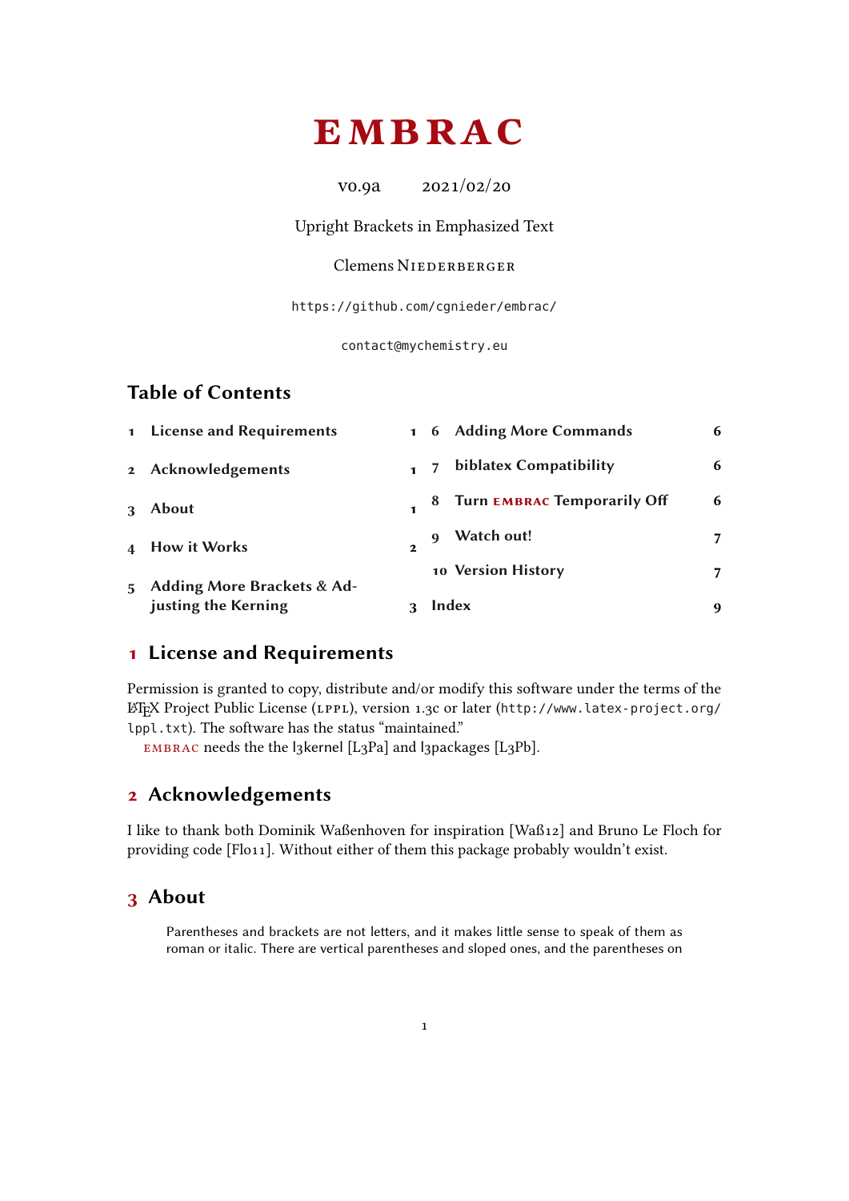# EMBRAC

v0.9a 2021/02/20

Upright Brackets in Emphasized Text

Clemens Niederberger

https://github.com/cgnieder/embrac/

contact@mychemistry.eu

## Table of Contents

| | | |
|---|---|---|
| 1 | License and Requirements | 1 |
| 2 | Acknowledgements | 1 |
| 3 | About | 1 |
| 4 | How it Works | 2 |
| 5 | Adding More Brackets & Adjusting the Kerning | 3 |
| 6 | Adding More Commands | 6 |
| 7 | biblatex Compatibility | 6 |
| 8 | Turn EMBRAC Temporarily Off | 6 |
| 9 | Watch out! | 7 |
| 10 | Version History | 7 |
| | Index | 9 |

## 1 License and Requirements

Permission is granted to copy, distribute and/or modify this software under the terms of the LaTeX Project Public License (LPPL), version 1.3c or later (http://www.latex-project.org/lppl.txt). The software has the status "maintained."

EMBRAC needs the the l3kernel [L3Pa] and l3packages [L3Pb].

## 2 Acknowledgements

I like to thank both Dominik Waßenhoven for inspiration [Waß12] and Bruno Le Floch for providing code [Flo11]. Without either of them this package probably wouldn't exist.

## 3 About

> Parentheses and brackets are not letters, and it makes little sense to speak of them as roman or italic. There are vertical parentheses and sloped ones, and the parentheses on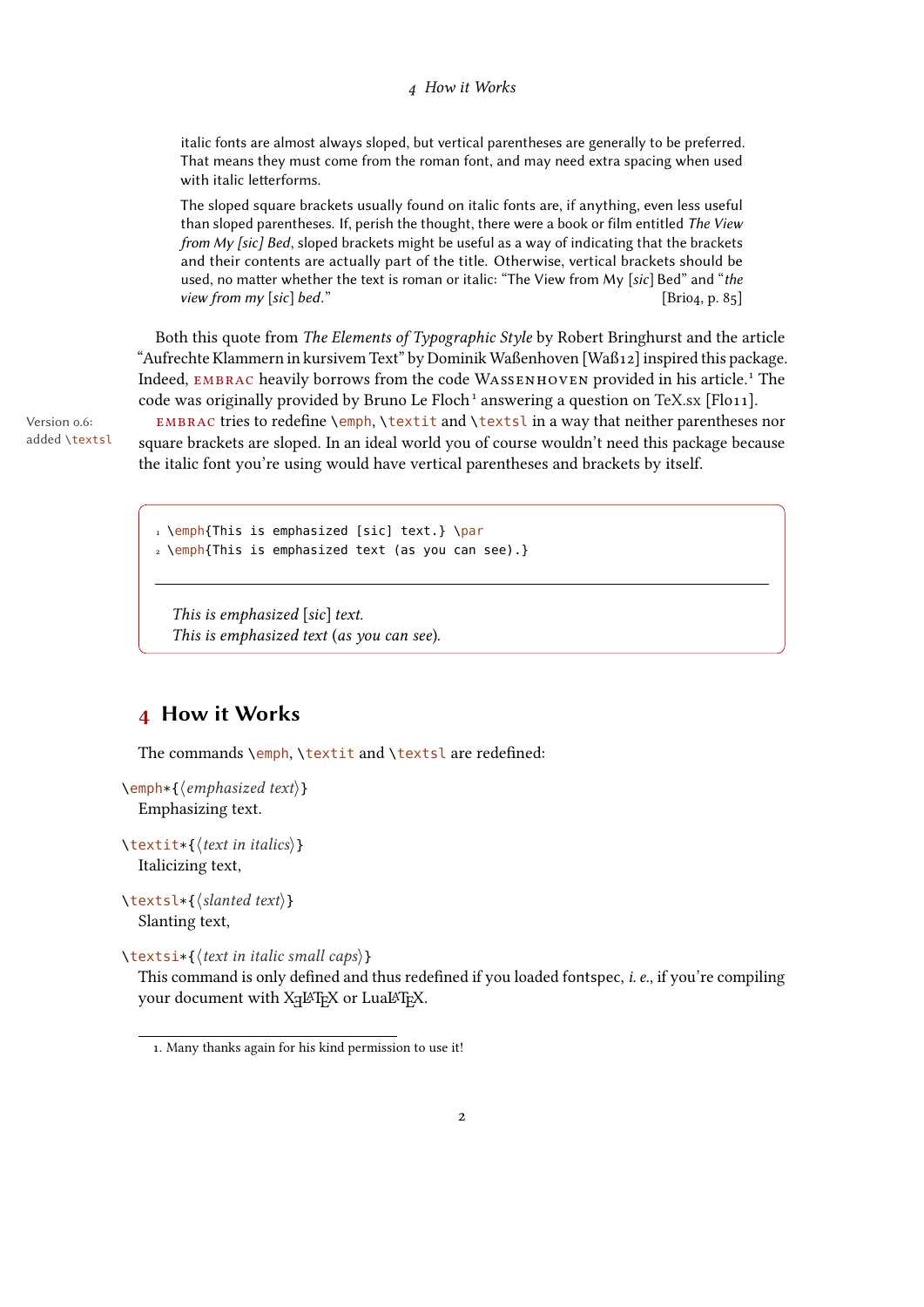> italic fonts are almost always sloped, but vertical parentheses are generally to be preferred. That means they must come from the roman font, and may need extra spacing when used with italic letterforms.
>
> The sloped square brackets usually found on italic fonts are, if anything, even less useful than sloped parentheses. If, perish the thought, there were a book or film entitled *The View from My [sic] Bed*, sloped brackets might be useful as a way of indicating that the brackets and their contents are actually part of the title. Otherwise, vertical brackets should be used, no matter whether the text is roman or italic: "The View from My [*sic*] Bed" and "*the view from my* [*sic*] *bed*." [Bri04, p. 85]

Both this quote from *The Elements of Typographic Style* by Robert Bringhurst and the article "Aufrechte Klammern in kursivem Text" by Dominik Waßenhoven [Waß12] inspired this package. Indeed, EMBRAC heavily borrows from the code WASSENHOVEN provided in his article.[1] The code was originally provided by Bruno Le Floch[1] answering a question on TeX.sx [Flo11].

Version 0.6: added \textsl

EMBRAC tries to redefine `\emph`, `\textit` and `\textsl` in a way that neither parentheses nor square brackets are sloped. In an ideal world you of course wouldn't need this package because the italic font you're using would have vertical parentheses and brackets by itself.

```
\emph{This is emphasized [sic] text.} \par
\emph{This is emphasized text (as you can see).}
```

*This is emphasized* [*sic*] *text.*
*This is emphasized text* (*as you can see*).

## 4 How it Works

The commands `\emph`, `\textit` and `\textsl` are redefined:

`\emph*{⟨emphasized text⟩}`
Emphasizing text.

`\textit*{⟨text in italics⟩}`
Italicizing text,

`\textsl*{⟨slanted text⟩}`
Slanting text,

`\textsi*{⟨text in italic small caps⟩}`
This command is only defined and thus redefined if you loaded fontspec, *i. e.*, if you're compiling your document with XƎLaTeX or LuaLaTeX.

---

1. Many thanks again for his kind permission to use it!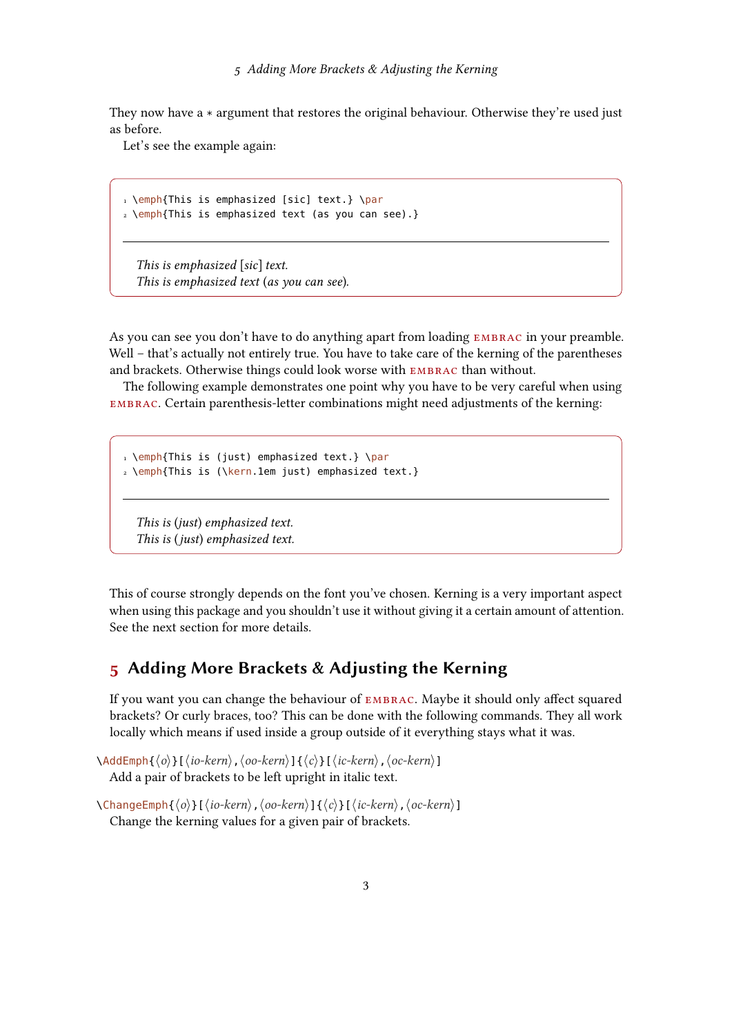They now have a * argument that restores the original behaviour. Otherwise they're used just as before.

Let's see the example again:

```
\emph{This is emphasized [sic] text.} \par
\emph{This is emphasized text (as you can see).}
```

*This is emphasized* [*sic*] *text.*
*This is emphasized text* (*as you can see*).

As you can see you don't have to do anything apart from loading EMBRAC in your preamble. Well – that's actually not entirely true. You have to take care of the kerning of the parentheses and brackets. Otherwise things could look worse with EMBRAC than without.

The following example demonstrates one point why you have to be very careful when using EMBRAC. Certain parenthesis-letter combinations might need adjustments of the kerning:

```
\emph{This is (just) emphasized text.} \par
\emph{This is (\kern.1em just) emphasized text.}
```

*This is* (*just*) *emphasized text.*
*This is* ( *just*) *emphasized text.*

This of course strongly depends on the font you've chosen. Kerning is a very important aspect when using this package and you shouldn't use it without giving it a certain amount of attention. See the next section for more details.

## 5 Adding More Brackets & Adjusting the Kerning

If you want you can change the behaviour of EMBRAC. Maybe it should only affect squared brackets? Or curly braces, too? This can be done with the following commands. They all work locally which means if used inside a group outside of it everything stays what it was.

`\AddEmph{⟨o⟩}[⟨io-kern⟩,⟨oo-kern⟩]{⟨c⟩}[⟨ic-kern⟩,⟨oc-kern⟩]`
Add a pair of brackets to be left upright in italic text.

`\ChangeEmph{⟨o⟩}[⟨io-kern⟩,⟨oo-kern⟩]{⟨c⟩}[⟨ic-kern⟩,⟨oc-kern⟩]`
Change the kerning values for a given pair of brackets.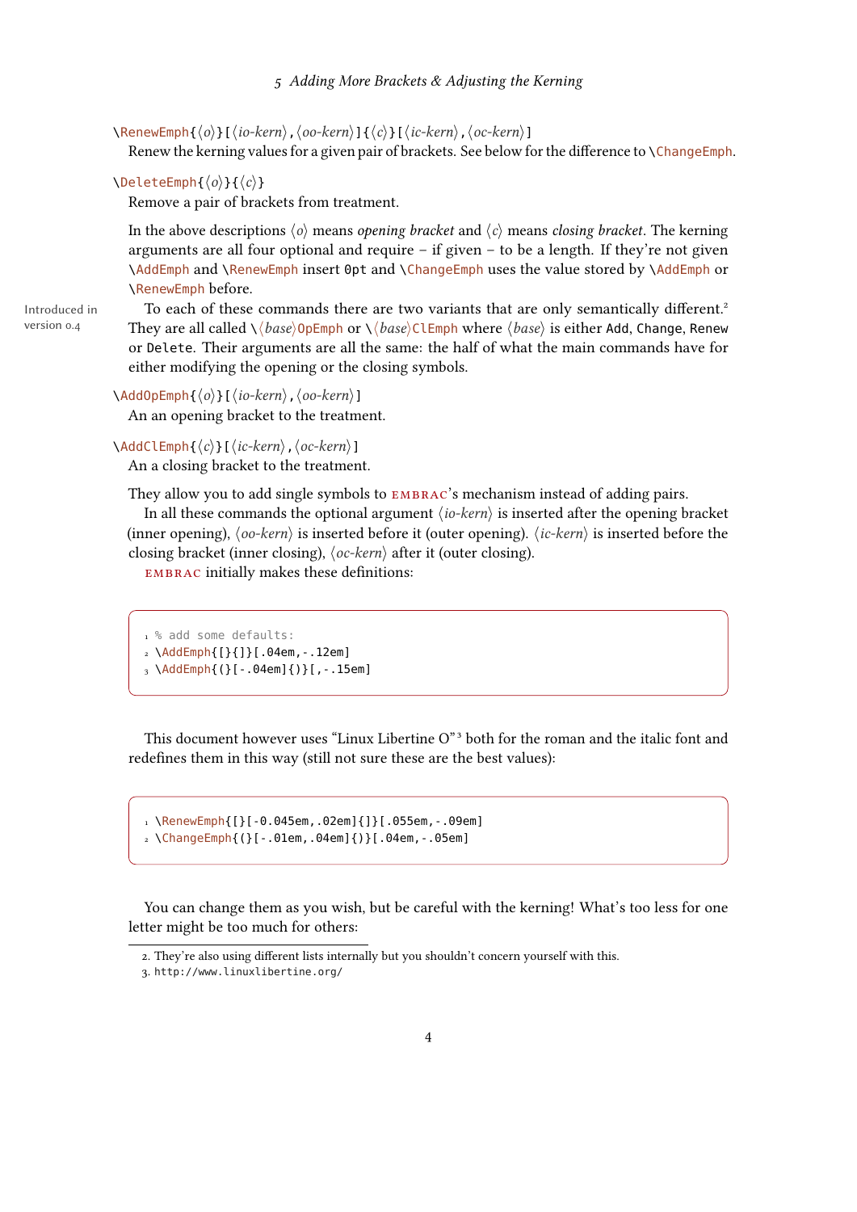`\RenewEmph{⟨o⟩}[⟨io-kern⟩,⟨oo-kern⟩]{⟨c⟩}[⟨ic-kern⟩,⟨oc-kern⟩]`
Renew the kerning values for a given pair of brackets. See below for the difference to `\ChangeEmph`.

`\DeleteEmph{⟨o⟩}{⟨c⟩}`
Remove a pair of brackets from treatment.

In the above descriptions ⟨o⟩ means *opening bracket* and ⟨c⟩ means *closing bracket*. The kerning arguments are all four optional and require – if given – to be a length. If they're not given `\AddEmph` and `\RenewEmph` insert `0pt` and `\ChangeEmph` uses the value stored by `\AddEmph` or `\RenewEmph` before.

Introduced in version 0.4

To each of these commands there are two variants that are only semantically different.[2] They are all called `\⟨base⟩OpEmph` or `\⟨base⟩ClEmph` where ⟨base⟩ is either `Add`, `Change`, `Renew` or `Delete`. Their arguments are all the same: the half of what the main commands have for either modifying the opening or the closing symbols.

`\AddOpEmph{⟨o⟩}[⟨io-kern⟩,⟨oo-kern⟩]`
An an opening bracket to the treatment.

`\AddClEmph{⟨c⟩}[⟨ic-kern⟩,⟨oc-kern⟩]`
An a closing bracket to the treatment.

They allow you to add single symbols to EMBRAC's mechanism instead of adding pairs.

In all these commands the optional argument ⟨io-kern⟩ is inserted after the opening bracket (inner opening), ⟨oo-kern⟩ is inserted before it (outer opening). ⟨ic-kern⟩ is inserted before the closing bracket (inner closing), ⟨oc-kern⟩ after it (outer closing).

EMBRAC initially makes these definitions:

```
% add some defaults:
\AddEmph{[}{]}[.04em,-.12em]
\AddEmph{(}[-.04em]{)}[,-.15em]
```

This document however uses "Linux Libertine O"[3] both for the roman and the italic font and redefines them in this way (still not sure these are the best values):

```
\RenewEmph{[}[-0.045em,.02em]{]}[.055em,-.09em]
\ChangeEmph{(}[-.01em,.04em]{)}[.04em,-.05em]
```

You can change them as you wish, but be careful with the kerning! What's too less for one letter might be too much for others:

---

2. They're also using different lists internally but you shouldn't concern yourself with this.
3. `http://www.linuxlibertine.org/`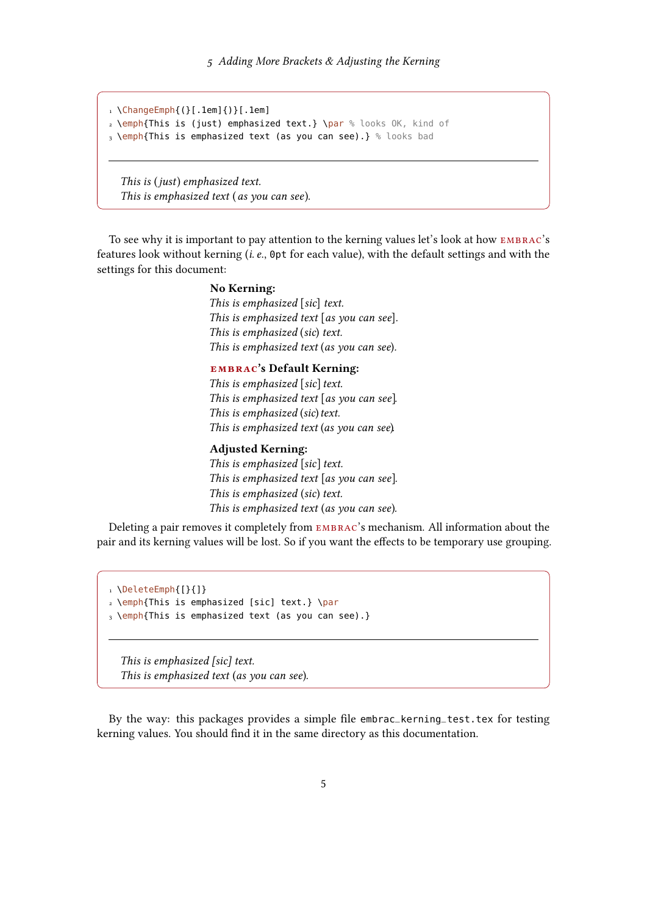```
\ChangeEmph{(}[.1em]{)}[.1em]
\emph{This is (just) emphasized text.} \par % looks OK, kind of
\emph{This is emphasized text (as you can see).} % looks bad
```

*This is (just) emphasized text.*
*This is emphasized text (as you can see).*

To see why it is important to pay attention to the kerning values let's look at how EMBRAC's features look without kerning (*i. e.*, `0pt` for each value), with the default settings and with the settings for this document:

**No Kerning:**
*This is emphasized* [*sic*] *text.*
*This is emphasized text* [*as you can see*].
*This is emphasized* (*sic*) *text.*
*This is emphasized text* (*as you can see*).

**EMBRAC's Default Kerning:**
*This is emphasized* [*sic*] *text.*
*This is emphasized text* [*as you can see*].
*This is emphasized* (*sic*) *text.*
*This is emphasized text* (*as you can see*).

**Adjusted Kerning:**
*This is emphasized* [*sic*] *text.*
*This is emphasized text* [*as you can see*].
*This is emphasized* (*sic*) *text.*
*This is emphasized text* (*as you can see*).

Deleting a pair removes it completely from EMBRAC's mechanism. All information about the pair and its kerning values will be lost. So if you want the effects to be temporary use grouping.

```
\DeleteEmph{[}{]}
\emph{This is emphasized [sic] text.} \par
\emph{This is emphasized text (as you can see).}
```

*This is emphasized [sic] text.*
*This is emphasized text* (*as you can see*).

By the way: this packages provides a simple file `embrac_kerning_test.tex` for testing kerning values. You should find it in the same directory as this documentation.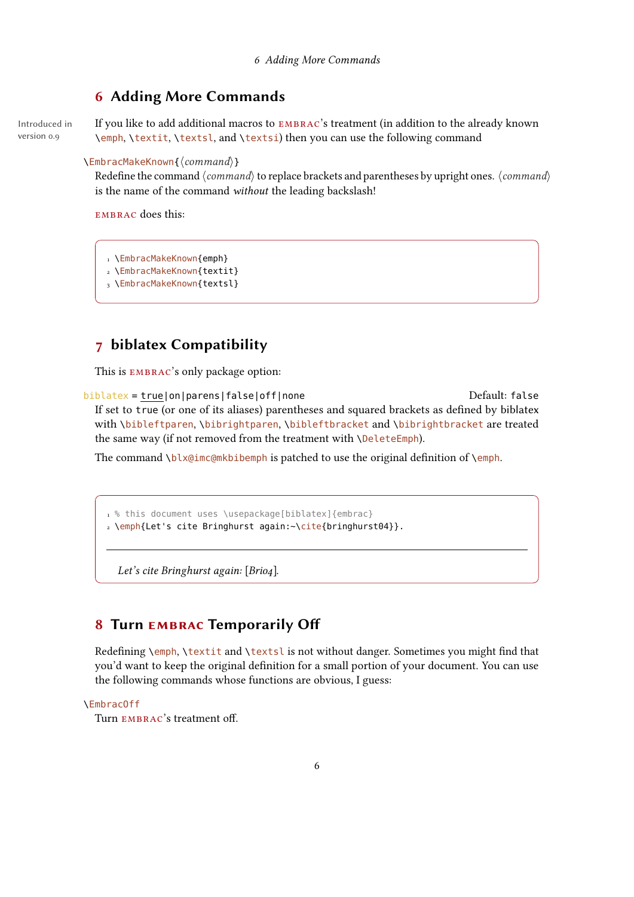## 6 Adding More Commands

Introduced in version 0.9

If you like to add additional macros to embrac's treatment (in addition to the already known `\emph`, `\textit`, `\textsl`, and `\textsi`) then you can use the following command

`\EmbracMakeKnown{⟨command⟩}`

Redefine the command ⟨*command*⟩ to replace brackets and parentheses by upright ones. ⟨*command*⟩ is the name of the command *without* the leading backslash!

embrac does this:

```
\EmbracMakeKnown{emph}
\EmbracMakeKnown{textit}
\EmbracMakeKnown{textsl}
```

## 7 biblatex Compatibility

This is embrac's only package option:

`biblatex = true|on|parens|false|off|none` — Default: `false`

If set to `true` (or one of its aliases) parentheses and squared brackets as defined by biblatex with `\bibleftparen`, `\bibrightparen`, `\bibleftbracket` and `\bibrightbracket` are treated the same way (if not removed from the treatment with `\DeleteEmph`).

The command `\blx@imc@mkbibemph` is patched to use the original definition of `\emph`.

```
% this document uses \usepackage[biblatex]{embrac}
\emph{Let's cite Bringhurst again:~\cite{bringhurst04}}.
```

*Let's cite Bringhurst again:* [*Bri04*].

## 8 Turn embrac Temporarily Off

Redefining `\emph`, `\textit` and `\textsl` is not without danger. Sometimes you might find that you'd want to keep the original definition for a small portion of your document. You can use the following commands whose functions are obvious, I guess:

`\EmbracOff`

Turn embrac's treatment off.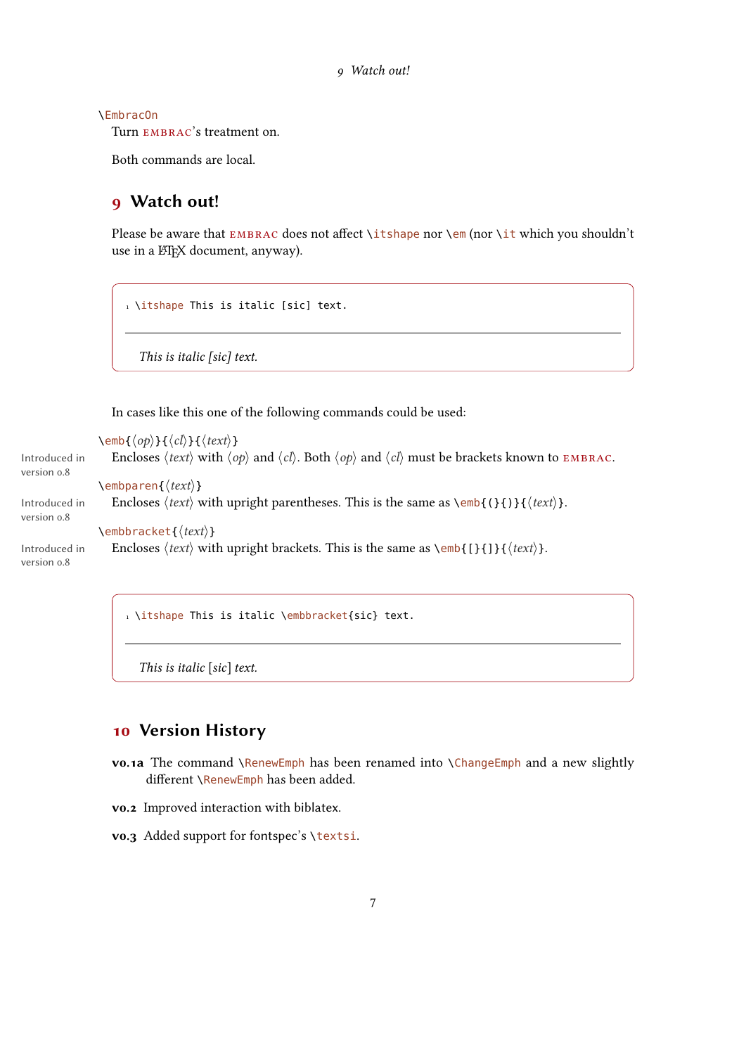`\EmbracOn`
Turn EMBRAC's treatment on.

Both commands are local.

## 9 Watch out!

Please be aware that EMBRAC does not affect `\itshape` nor `\em` (nor `\it` which you shouldn't use in a LaTeX document, anyway).

```
1 \itshape This is italic [sic] text.
```

*This is italic [sic] text.*

In cases like this one of the following commands could be used:

`\emb{⟨op⟩}{⟨cl⟩}{⟨text⟩}`
Introduced in version 0.8
Encloses ⟨text⟩ with ⟨op⟩ and ⟨cl⟩. Both ⟨op⟩ and ⟨cl⟩ must be brackets known to EMBRAC.

`\embparen{⟨text⟩}`
Introduced in version 0.8
Encloses ⟨text⟩ with upright parentheses. This is the same as `\emb{(}{)}{⟨text⟩}`.

`\embbracket{⟨text⟩}`
Introduced in version 0.8
Encloses ⟨text⟩ with upright brackets. This is the same as `\emb{[}{]}{⟨text⟩}`.

```
1 \itshape This is italic \embbracket{sic} text.
```

*This is italic* [*sic*] *text.*

## 10 Version History

**v0.1a** The command `\RenewEmph` has been renamed into `\ChangeEmph` and a new slightly different `\RenewEmph` has been added.

**v0.2** Improved interaction with biblatex.

**v0.3** Added support for fontspec's `\textsi`.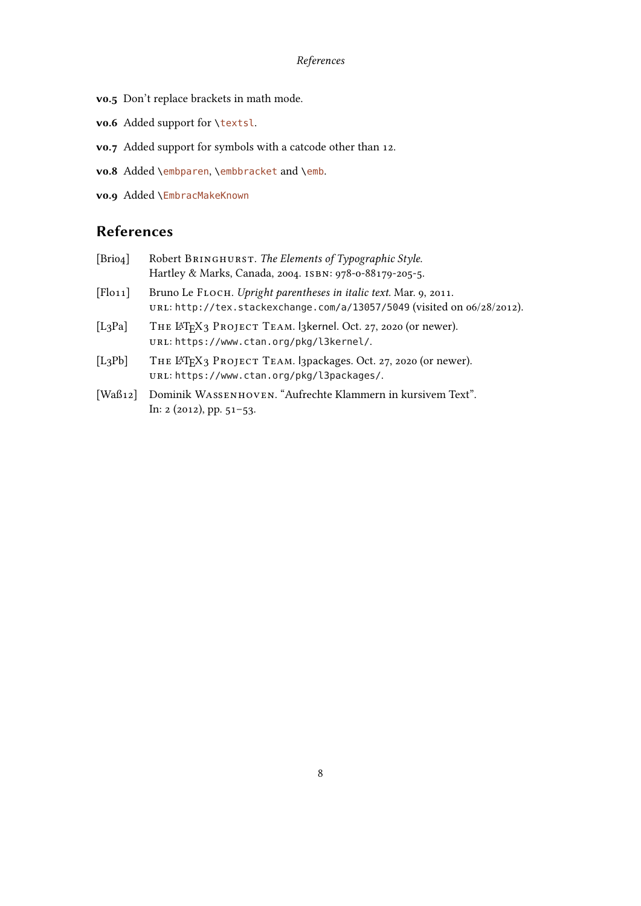**v0.5** Don't replace brackets in math mode.

**v0.6** Added support for `\textsl`.

**v0.7** Added support for symbols with a catcode other than 12.

**v0.8** Added `\embparen`, `\embbracket` and `\emb`.

**v0.9** Added `\EmbracMakeKnown`

## References

[Bri04] Robert Bringhurst. *The Elements of Typographic Style*. Hartley & Marks, Canada, 2004. ISBN: 978-0-88179-205-5.

[Flo11] Bruno Le Floch. *Upright parentheses in italic text*. Mar. 9, 2011. URL: `http://tex.stackexchange.com/a/13057/5049` (visited on 06/28/2012).

[L3Pa] The LaTeX3 Project Team. l3kernel. Oct. 27, 2020 (or newer). URL: `https://www.ctan.org/pkg/l3kernel/`.

[L3Pb] The LaTeX3 Project Team. l3packages. Oct. 27, 2020 (or newer). URL: `https://www.ctan.org/pkg/l3packages/`.

[Waß12] Dominik Wassenhoven. "Aufrechte Klammern in kursivem Text". In: 2 (2012), pp. 51–53.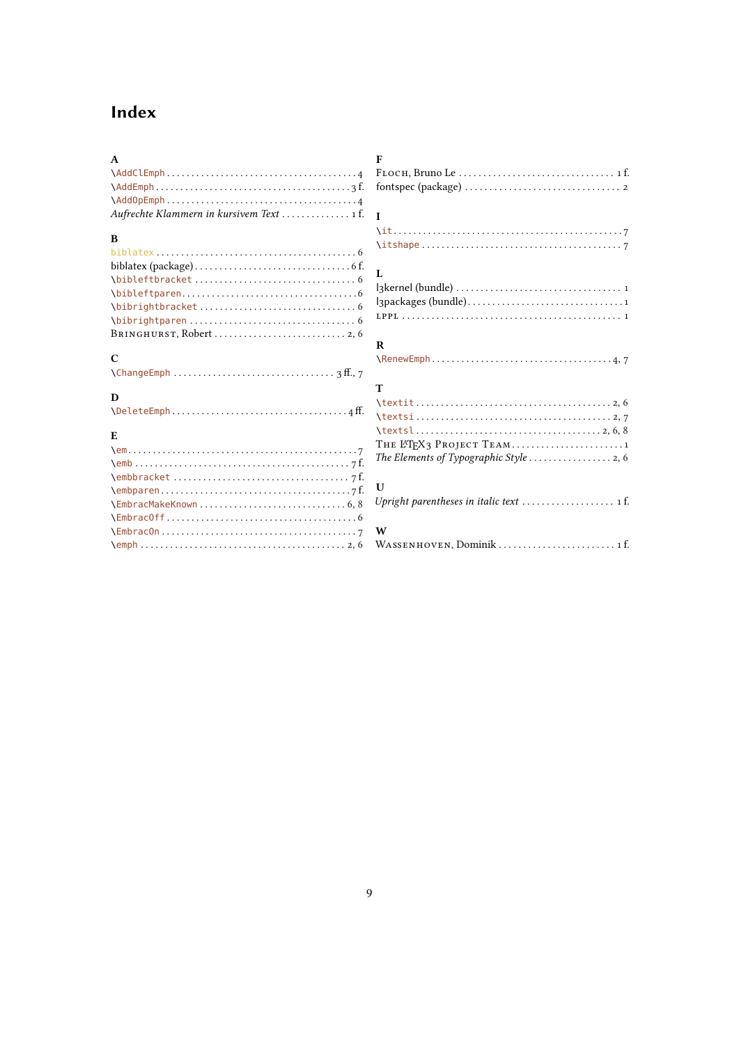# Index

**A**

\AddClEmph . . . . . . . . . . 4
\AddEmph . . . . . . . . . . 3 f.
\AddOpEmph . . . . . . . . . . 4
*Aufrechte Klammern in kursivem Text* . . . . . . . . . . 1 f.

**B**

biblatex . . . . . . . . . . 6
biblatex (package) . . . . . . . . . . 6 f.
\bibleftbracket . . . . . . . . . . 6
\bibleftparen . . . . . . . . . . 6
\bibrightbracket . . . . . . . . . . 6
\bibrightparen . . . . . . . . . . 6
Bringhurst, Robert . . . . . . . . . . 2, 6

**C**

\ChangeEmph . . . . . . . . . . 3 ff., 7

**D**

\DeleteEmph . . . . . . . . . . 4 ff.

**E**

\em . . . . . . . . . . 7
\emb . . . . . . . . . . 7 f.
\embbracket . . . . . . . . . . 7 f.
\embparen . . . . . . . . . . 7 f.
\EmbracMakeKnown . . . . . . . . . . 6, 8
\EmbracOff . . . . . . . . . . 6
\EmbracOn . . . . . . . . . . 7
\emph . . . . . . . . . . 2, 6

**F**

Floch, Bruno Le . . . . . . . . . . 1 f.
fontspec (package) . . . . . . . . . . 2

**I**

\it . . . . . . . . . . 7
\itshape . . . . . . . . . . 7

**L**

l3kernel (bundle) . . . . . . . . . . 1
l3packages (bundle) . . . . . . . . . . 1
LPPL . . . . . . . . . . 1

**R**

\RenewEmph . . . . . . . . . . 4, 7

**T**

\textit . . . . . . . . . . 2, 6
\textsi . . . . . . . . . . 2, 7
\textsl . . . . . . . . . . 2, 6, 8
The LaTeX3 Project Team . . . . . . . . . . 1
*The Elements of Typographic Style* . . . . . . . . . . 2, 6

**U**

*Upright parentheses in italic text* . . . . . . . . . . 1 f.

**W**

Wassenhoven, Dominik . . . . . . . . . . 1 f.